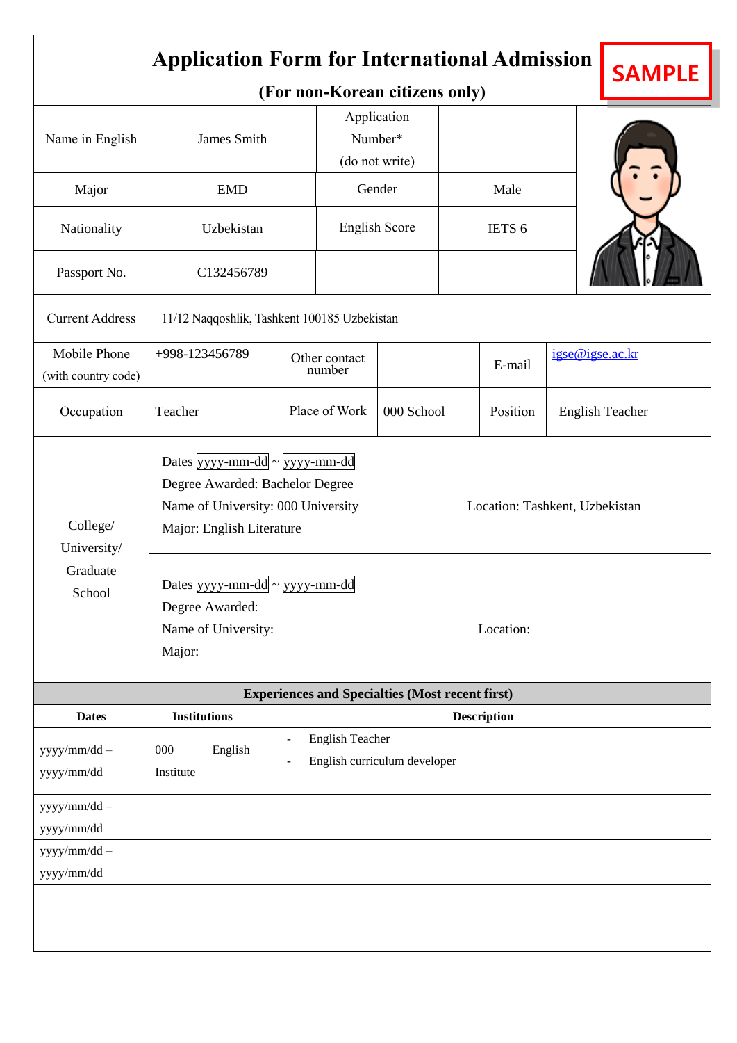# Application Form for International Admission

**SAMPLE**

## (For non-Korean citizens only)

| Name in English | James Smith | Application Number* (do not write) | |
|---|---|---|---|
| Major | EMD | Gender | Male |
| Nationality | Uzbekistan | English Score | IETS 6 |
| Passport No. | C132456789 | | |

| Current Address | 11/12 Naqqoshlik, Tashkent 100185 Uzbekistan | | | | |
|---|---|---|---|---|---|
| Mobile Phone (with country code) | +998-123456789 | Other contact number | | E-mail | igse@igse.ac.kr |
| Occupation | Teacher | Place of Work | 000 School | Position | English Teacher |

**College/ University/ Graduate School**

Dates yyyy-mm-dd ~ yyyy-mm-dd
Degree Awarded: Bachelor Degree
Name of University: 000 University — Location: Tashkent, Uzbekistan
Major: English Literature

Dates yyyy-mm-dd ~ yyyy-mm-dd
Degree Awarded:
Name of University: — Location:
Major:

**Experiences and Specialties (Most recent first)**

| Dates | Institutions | Description |
|---|---|---|
| yyyy/mm/dd – yyyy/mm/dd | 000 English Institute | - English Teacher<br>- English curriculum developer |
| yyyy/mm/dd – yyyy/mm/dd | | |
| yyyy/mm/dd – yyyy/mm/dd | | |
| | | |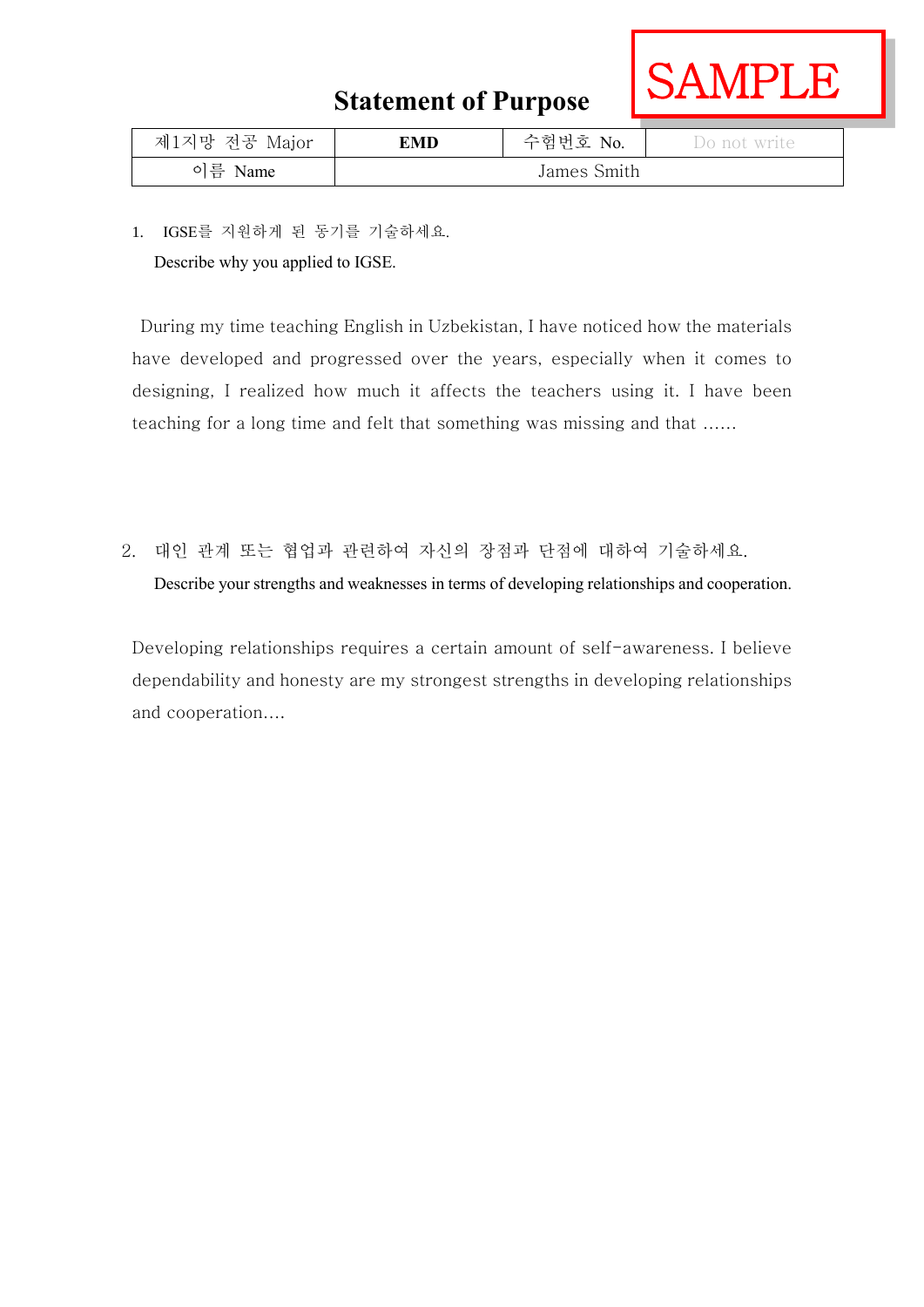# Statement of Purpose

SAMPLE

| | | | |
|---|---|---|---|
| 제1지망 전공 Major | **EMD** | 수험번호 No. | Do not write |
| 이름 Name | James Smith | | |

1. IGSE를 지원하게 된 동기를 기술하세요.

   Describe why you applied to IGSE.

During my time teaching English in Uzbekistan, I have noticed how the materials have developed and progressed over the years, especially when it comes to designing, I realized how much it affects the teachers using it. I have been teaching for a long time and felt that something was missing and that ......

2. 대인 관계 또는 협업과 관련하여 자신의 장점과 단점에 대하여 기술하세요.

   Describe your strengths and weaknesses in terms of developing relationships and cooperation.

Developing relationships requires a certain amount of self-awareness. I believe dependability and honesty are my strongest strengths in developing relationships and cooperation....